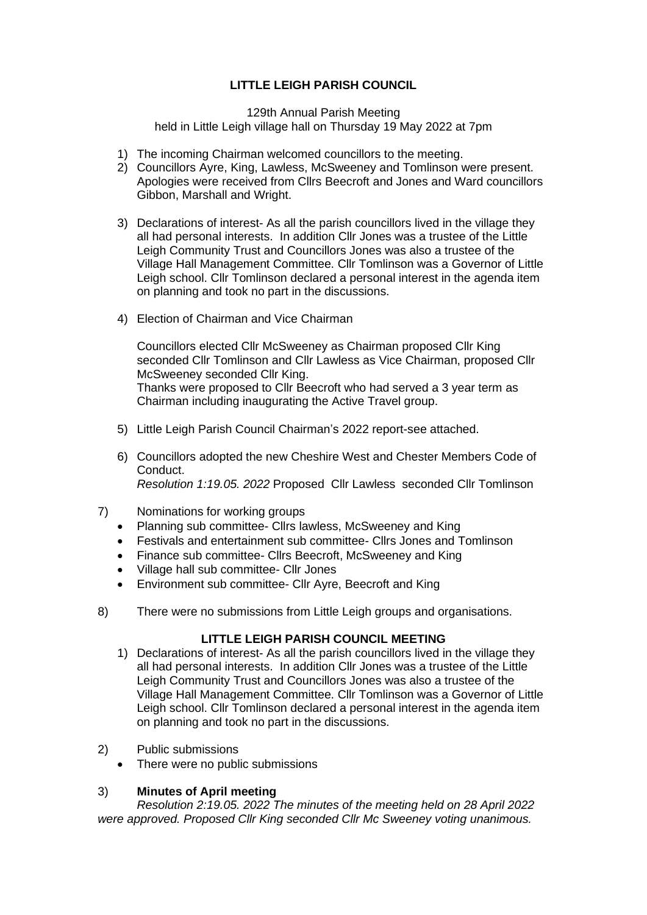# LITTLE LEIGH PARISH COUNCIL

129th Annual Parish Meeting
held in Little Leigh village hall on Thursday 19 May 2022 at 7pm

1) The incoming Chairman welcomed councillors to the meeting.
2) Councillors Ayre, King, Lawless, McSweeney and Tomlinson were present. Apologies were received from Cllrs Beecroft and Jones and Ward councillors Gibbon, Marshall and Wright.
3) Declarations of interest- As all the parish councillors lived in the village they all had personal interests. In addition Cllr Jones was a trustee of the Little Leigh Community Trust and Councillors Jones was also a trustee of the Village Hall Management Committee. Cllr Tomlinson was a Governor of Little Leigh school. Cllr Tomlinson declared a personal interest in the agenda item on planning and took no part in the discussions.
4) Election of Chairman and Vice Chairman

   Councillors elected Cllr McSweeney as Chairman proposed Cllr King seconded Cllr Tomlinson and Cllr Lawless as Vice Chairman, proposed Cllr McSweeney seconded Cllr King.
   Thanks were proposed to Cllr Beecroft who had served a 3 year term as Chairman including inaugurating the Active Travel group.

5) Little Leigh Parish Council Chairman's 2022 report-see attached.
6) Councillors adopted the new Cheshire West and Chester Members Code of Conduct.
   *Resolution 1:19.05. 2022* Proposed Cllr Lawless seconded Cllr Tomlinson

7) Nominations for working groups
   - Planning sub committee- Cllrs lawless, McSweeney and King
   - Festivals and entertainment sub committee- Cllrs Jones and Tomlinson
   - Finance sub committee- Cllrs Beecroft, McSweeney and King
   - Village hall sub committee- Cllr Jones
   - Environment sub committee- Cllr Ayre, Beecroft and King

8) There were no submissions from Little Leigh groups and organisations.

## LITTLE LEIGH PARISH COUNCIL MEETING

1) Declarations of interest- As all the parish councillors lived in the village they all had personal interests. In addition Cllr Jones was a trustee of the Little Leigh Community Trust and Councillors Jones was also a trustee of the Village Hall Management Committee. Cllr Tomlinson was a Governor of Little Leigh school. Cllr Tomlinson declared a personal interest in the agenda item on planning and took no part in the discussions.

2) Public submissions
   - There were no public submissions

3) **Minutes of April meeting**
   *Resolution 2:19.05. 2022 The minutes of the meeting held on 28 April 2022 were approved. Proposed Cllr King seconded Cllr Mc Sweeney voting unanimous.*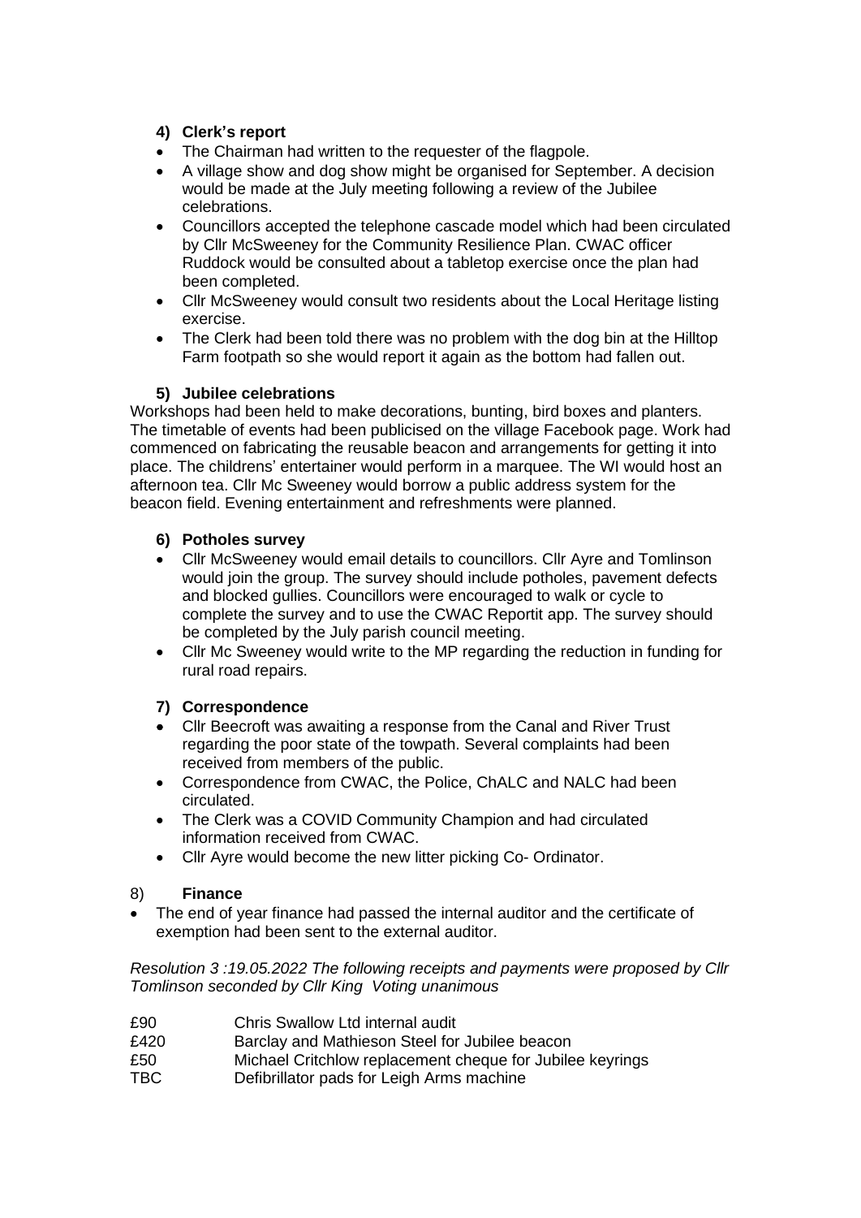### 4) Clerk's report

- The Chairman had written to the requester of the flagpole.
- A village show and dog show might be organised for September. A decision would be made at the July meeting following a review of the Jubilee celebrations.
- Councillors accepted the telephone cascade model which had been circulated by Cllr McSweeney for the Community Resilience Plan. CWAC officer Ruddock would be consulted about a tabletop exercise once the plan had been completed.
- Cllr McSweeney would consult two residents about the Local Heritage listing exercise.
- The Clerk had been told there was no problem with the dog bin at the Hilltop Farm footpath so she would report it again as the bottom had fallen out.

### 5) Jubilee celebrations

Workshops had been held to make decorations, bunting, bird boxes and planters. The timetable of events had been publicised on the village Facebook page. Work had commenced on fabricating the reusable beacon and arrangements for getting it into place. The childrens' entertainer would perform in a marquee. The WI would host an afternoon tea. Cllr Mc Sweeney would borrow a public address system for the beacon field. Evening entertainment and refreshments were planned.

### 6) Potholes survey

- Cllr McSweeney would email details to councillors. Cllr Ayre and Tomlinson would join the group. The survey should include potholes, pavement defects and blocked gullies. Councillors were encouraged to walk or cycle to complete the survey and to use the CWAC Reportit app. The survey should be completed by the July parish council meeting.
- Cllr Mc Sweeney would write to the MP regarding the reduction in funding for rural road repairs.

### 7) Correspondence

- Cllr Beecroft was awaiting a response from the Canal and River Trust regarding the poor state of the towpath. Several complaints had been received from members of the public.
- Correspondence from CWAC, the Police, ChALC and NALC had been circulated.
- The Clerk was a COVID Community Champion and had circulated information received from CWAC.
- Cllr Ayre would become the new litter picking Co- Ordinator.

### 8) Finance

- The end of year finance had passed the internal auditor and the certificate of exemption had been sent to the external auditor.

*Resolution 3 :19.05.2022 The following receipts and payments were proposed by Cllr Tomlinson seconded by Cllr King Voting unanimous*

| | |
|---|---|
| £90 | Chris Swallow Ltd internal audit |
| £420 | Barclay and Mathieson Steel for Jubilee beacon |
| £50 | Michael Critchlow replacement cheque for Jubilee keyrings |
| TBC | Defibrillator pads for Leigh Arms machine |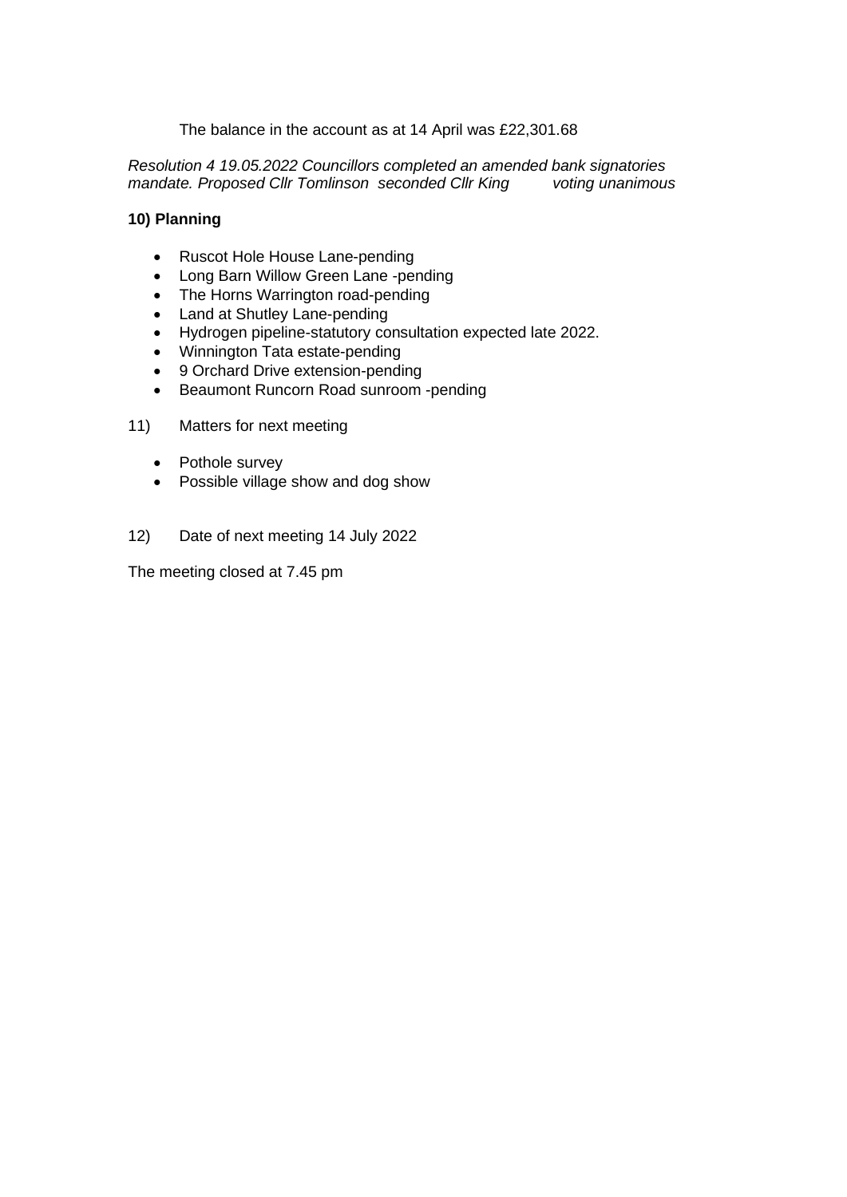The balance in the account as at 14 April was £22,301.68

*Resolution 4 19.05.2022 Councillors completed an amended bank signatories mandate. Proposed Cllr Tomlinson seconded Cllr King voting unanimous*

**10) Planning**

- Ruscot Hole House Lane-pending
- Long Barn Willow Green Lane -pending
- The Horns Warrington road-pending
- Land at Shutley Lane-pending
- Hydrogen pipeline-statutory consultation expected late 2022.
- Winnington Tata estate-pending
- 9 Orchard Drive extension-pending
- Beaumont Runcorn Road sunroom -pending

11) Matters for next meeting

- Pothole survey
- Possible village show and dog show

12) Date of next meeting 14 July 2022

The meeting closed at 7.45 pm